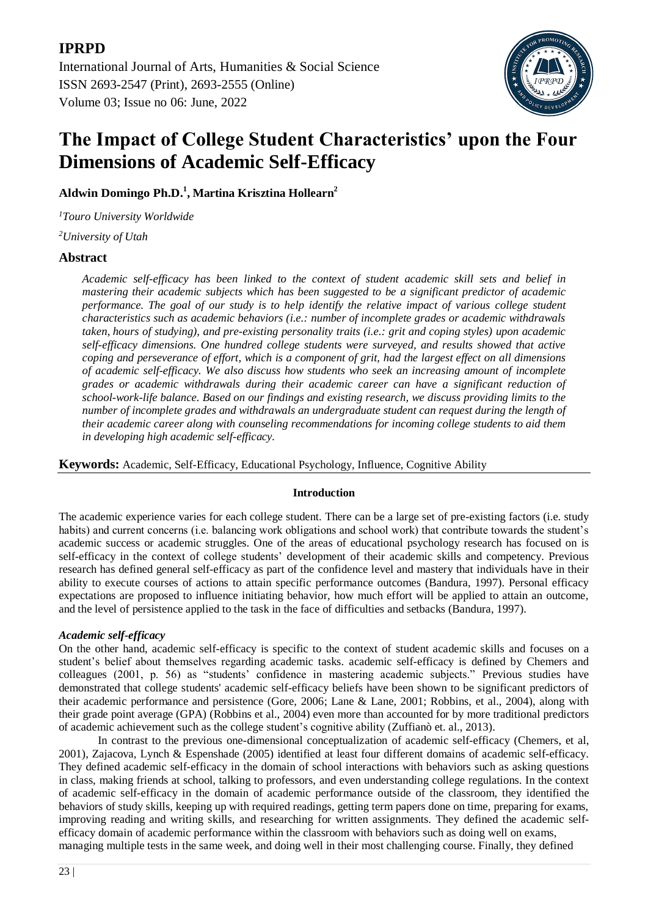**IPRPD**

International Journal of Arts, Humanities & Social Science
ISSN 2693-2547 (Print), 2693-2555 (Online)
Volume 03; Issue no 06: June, 2022

# The Impact of College Student Characteristics' upon the Four Dimensions of Academic Self-Efficacy

**Aldwin Domingo Ph.D.[1], Martina Krisztina Hollearn[2]**

*[1]Touro University Worldwide*

*[2]University of Utah*

## Abstract

*Academic self-efficacy has been linked to the context of student academic skill sets and belief in mastering their academic subjects which has been suggested to be a significant predictor of academic performance. The goal of our study is to help identify the relative impact of various college student characteristics such as academic behaviors (i.e.: number of incomplete grades or academic withdrawals taken, hours of studying), and pre-existing personality traits (i.e.: grit and coping styles) upon academic self-efficacy dimensions. One hundred college students were surveyed, and results showed that active coping and perseverance of effort, which is a component of grit, had the largest effect on all dimensions of academic self-efficacy. We also discuss how students who seek an increasing amount of incomplete grades or academic withdrawals during their academic career can have a significant reduction of school-work-life balance. Based on our findings and existing research, we discuss providing limits to the number of incomplete grades and withdrawals an undergraduate student can request during the length of their academic career along with counseling recommendations for incoming college students to aid them in developing high academic self-efficacy.*

**Keywords:** Academic, Self-Efficacy, Educational Psychology, Influence, Cognitive Ability

## Introduction

The academic experience varies for each college student. There can be a large set of pre-existing factors (i.e. study habits) and current concerns (i.e. balancing work obligations and school work) that contribute towards the student's academic success or academic struggles. One of the areas of educational psychology research has focused on is self-efficacy in the context of college students' development of their academic skills and competency. Previous research has defined general self-efficacy as part of the confidence level and mastery that individuals have in their ability to execute courses of actions to attain specific performance outcomes (Bandura, 1997). Personal efficacy expectations are proposed to influence initiating behavior, how much effort will be applied to attain an outcome, and the level of persistence applied to the task in the face of difficulties and setbacks (Bandura, 1997).

### *Academic self-efficacy*

On the other hand, academic self-efficacy is specific to the context of student academic skills and focuses on a student's belief about themselves regarding academic tasks. academic self-efficacy is defined by Chemers and colleagues (2001, p. 56) as "students' confidence in mastering academic subjects." Previous studies have demonstrated that college students' academic self-efficacy beliefs have been shown to be significant predictors of their academic performance and persistence (Gore, 2006; Lane & Lane, 2001; Robbins, et al., 2004), along with their grade point average (GPA) (Robbins et al., 2004) even more than accounted for by more traditional predictors of academic achievement such as the college student's cognitive ability (Zuffianò et. al., 2013).

In contrast to the previous one-dimensional conceptualization of academic self-efficacy (Chemers, et al, 2001), Zajacova, Lynch & Espenshade (2005) identified at least four different domains of academic self-efficacy. They defined academic self-efficacy in the domain of school interactions with behaviors such as asking questions in class, making friends at school, talking to professors, and even understanding college regulations. In the context of academic self-efficacy in the domain of academic performance outside of the classroom, they identified the behaviors of study skills, keeping up with required readings, getting term papers done on time, preparing for exams, improving reading and writing skills, and researching for written assignments. They defined the academic self-efficacy domain of academic performance within the classroom with behaviors such as doing well on exams, managing multiple tests in the same week, and doing well in their most challenging course. Finally, they defined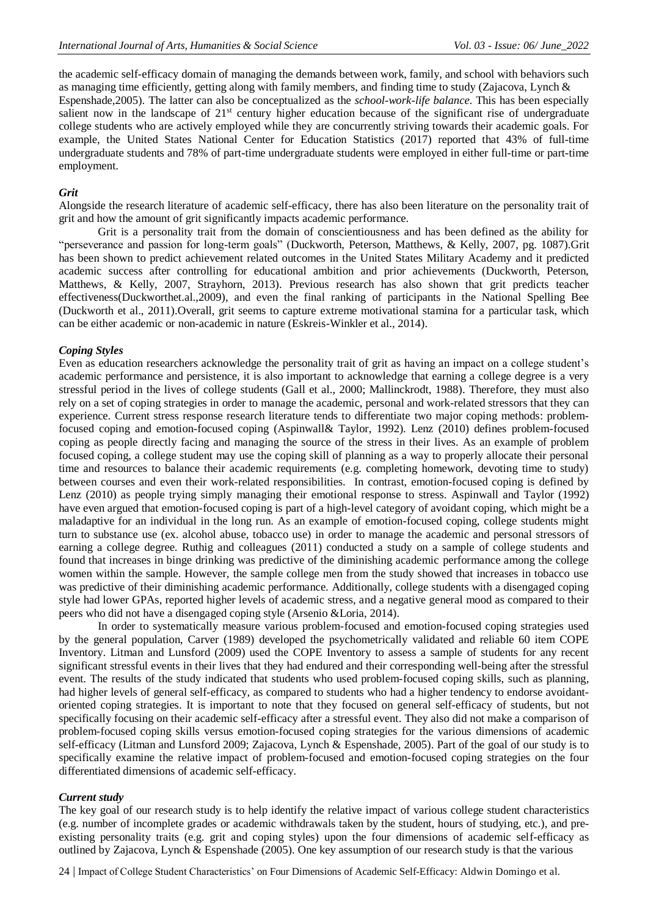the academic self-efficacy domain of managing the demands between work, family, and school with behaviors such as managing time efficiently, getting along with family members, and finding time to study (Zajacova, Lynch & Espenshade,2005). The latter can also be conceptualized as the *school-work-life balance.* This has been especially salient now in the landscape of 21st century higher education because of the significant rise of undergraduate college students who are actively employed while they are concurrently striving towards their academic goals. For example, the United States National Center for Education Statistics (2017) reported that 43% of full-time undergraduate students and 78% of part-time undergraduate students were employed in either full-time or part-time employment.

### *Grit*

Alongside the research literature of academic self-efficacy, there has also been literature on the personality trait of grit and how the amount of grit significantly impacts academic performance.

Grit is a personality trait from the domain of conscientiousness and has been defined as the ability for "perseverance and passion for long-term goals" (Duckworth, Peterson, Matthews, & Kelly, 2007, pg. 1087).Grit has been shown to predict achievement related outcomes in the United States Military Academy and it predicted academic success after controlling for educational ambition and prior achievements (Duckworth, Peterson, Matthews, & Kelly, 2007, Strayhorn, 2013). Previous research has also shown that grit predicts teacher effectiveness(Duckworthet.al.,2009), and even the final ranking of participants in the National Spelling Bee (Duckworth et al., 2011).Overall, grit seems to capture extreme motivational stamina for a particular task, which can be either academic or non-academic in nature (Eskreis-Winkler et al., 2014).

### *Coping Styles*

Even as education researchers acknowledge the personality trait of grit as having an impact on a college student's academic performance and persistence, it is also important to acknowledge that earning a college degree is a very stressful period in the lives of college students (Gall et al., 2000; Mallinckrodt, 1988). Therefore, they must also rely on a set of coping strategies in order to manage the academic, personal and work-related stressors that they can experience. Current stress response research literature tends to differentiate two major coping methods: problem-focused coping and emotion-focused coping (Aspinwall& Taylor, 1992). Lenz (2010) defines problem-focused coping as people directly facing and managing the source of the stress in their lives. As an example of problem focused coping, a college student may use the coping skill of planning as a way to properly allocate their personal time and resources to balance their academic requirements (e.g. completing homework, devoting time to study) between courses and even their work-related responsibilities. In contrast, emotion-focused coping is defined by Lenz (2010) as people trying simply managing their emotional response to stress. Aspinwall and Taylor (1992) have even argued that emotion-focused coping is part of a high-level category of avoidant coping, which might be a maladaptive for an individual in the long run. As an example of emotion-focused coping, college students might turn to substance use (ex. alcohol abuse, tobacco use) in order to manage the academic and personal stressors of earning a college degree. Ruthig and colleagues (2011) conducted a study on a sample of college students and found that increases in binge drinking was predictive of the diminishing academic performance among the college women within the sample. However, the sample college men from the study showed that increases in tobacco use was predictive of their diminishing academic performance. Additionally, college students with a disengaged coping style had lower GPAs, reported higher levels of academic stress, and a negative general mood as compared to their peers who did not have a disengaged coping style (Arsenio &Loria, 2014).

In order to systematically measure various problem-focused and emotion-focused coping strategies used by the general population, Carver (1989) developed the psychometrically validated and reliable 60 item COPE Inventory. Litman and Lunsford (2009) used the COPE Inventory to assess a sample of students for any recent significant stressful events in their lives that they had endured and their corresponding well-being after the stressful event. The results of the study indicated that students who used problem-focused coping skills, such as planning, had higher levels of general self-efficacy, as compared to students who had a higher tendency to endorse avoidant-oriented coping strategies. It is important to note that they focused on general self-efficacy of students, but not specifically focusing on their academic self-efficacy after a stressful event. They also did not make a comparison of problem-focused coping skills versus emotion-focused coping strategies for the various dimensions of academic self-efficacy (Litman and Lunsford 2009; Zajacova, Lynch & Espenshade, 2005). Part of the goal of our study is to specifically examine the relative impact of problem-focused and emotion-focused coping strategies on the four differentiated dimensions of academic self-efficacy.

### *Current study*

The key goal of our research study is to help identify the relative impact of various college student characteristics (e.g. number of incomplete grades or academic withdrawals taken by the student, hours of studying, etc.), and pre-existing personality traits (e.g. grit and coping styles) upon the four dimensions of academic self-efficacy as outlined by Zajacova, Lynch & Espenshade (2005). One key assumption of our research study is that the various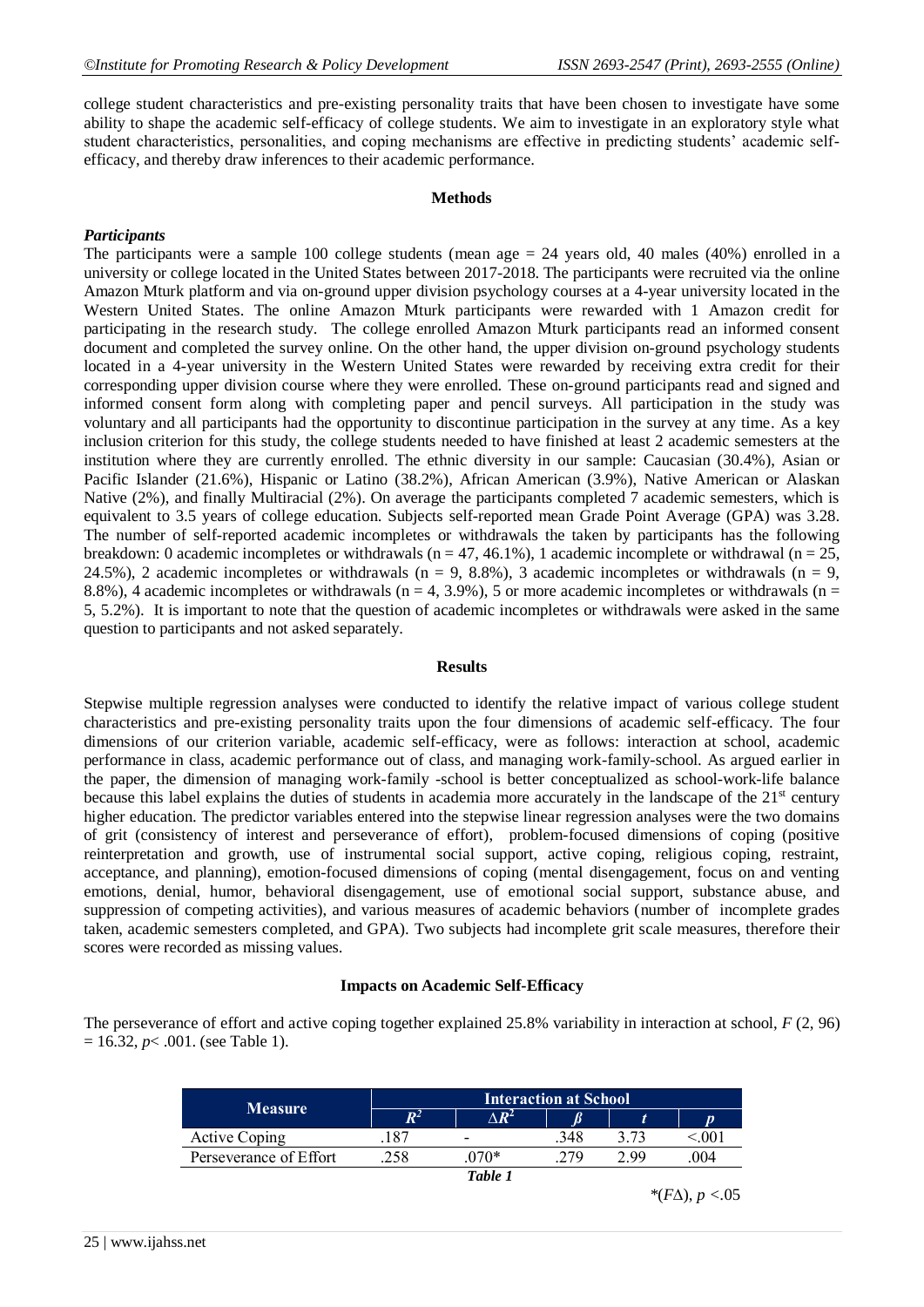college student characteristics and pre-existing personality traits that have been chosen to investigate have some ability to shape the academic self-efficacy of college students. We aim to investigate in an exploratory style what student characteristics, personalities, and coping mechanisms are effective in predicting students' academic self-efficacy, and thereby draw inferences to their academic performance.

## Methods

### *Participants*

The participants were a sample 100 college students (mean age = 24 years old, 40 males (40%) enrolled in a university or college located in the United States between 2017-2018. The participants were recruited via the online Amazon Mturk platform and via on-ground upper division psychology courses at a 4-year university located in the Western United States. The online Amazon Mturk participants were rewarded with 1 Amazon credit for participating in the research study. The college enrolled Amazon Mturk participants read an informed consent document and completed the survey online. On the other hand, the upper division on-ground psychology students located in a 4-year university in the Western United States were rewarded by receiving extra credit for their corresponding upper division course where they were enrolled. These on-ground participants read and signed and informed consent form along with completing paper and pencil surveys. All participation in the study was voluntary and all participants had the opportunity to discontinue participation in the survey at any time. As a key inclusion criterion for this study, the college students needed to have finished at least 2 academic semesters at the institution where they are currently enrolled. The ethnic diversity in our sample: Caucasian (30.4%), Asian or Pacific Islander (21.6%), Hispanic or Latino (38.2%), African American (3.9%), Native American or Alaskan Native (2%), and finally Multiracial (2%). On average the participants completed 7 academic semesters, which is equivalent to 3.5 years of college education. Subjects self-reported mean Grade Point Average (GPA) was 3.28. The number of self-reported academic incompletes or withdrawals the taken by participants has the following breakdown: 0 academic incompletes or withdrawals (n = 47, 46.1%), 1 academic incomplete or withdrawal (n = 25, 24.5%), 2 academic incompletes or withdrawals (n = 9, 8.8%), 3 academic incompletes or withdrawals (n = 9, 8.8%), 4 academic incompletes or withdrawals (n = 4, 3.9%), 5 or more academic incompletes or withdrawals (n = 5, 5.2%). It is important to note that the question of academic incompletes or withdrawals were asked in the same question to participants and not asked separately.

## Results

Stepwise multiple regression analyses were conducted to identify the relative impact of various college student characteristics and pre-existing personality traits upon the four dimensions of academic self-efficacy. The four dimensions of our criterion variable, academic self-efficacy, were as follows: interaction at school, academic performance in class, academic performance out of class, and managing work-family-school. As argued earlier in the paper, the dimension of managing work-family -school is better conceptualized as school-work-life balance because this label explains the duties of students in academia more accurately in the landscape of the 21st century higher education. The predictor variables entered into the stepwise linear regression analyses were the two domains of grit (consistency of interest and perseverance of effort), problem-focused dimensions of coping (positive reinterpretation and growth, use of instrumental social support, active coping, religious coping, restraint, acceptance, and planning), emotion-focused dimensions of coping (mental disengagement, focus on and venting emotions, denial, humor, behavioral disengagement, use of emotional social support, substance abuse, and suppression of competing activities), and various measures of academic behaviors (number of incomplete grades taken, academic semesters completed, and GPA). Two subjects had incomplete grit scale measures, therefore their scores were recorded as missing values.

### Impacts on Academic Self-Efficacy

The perseverance of effort and active coping together explained 25.8% variability in interaction at school, $F(2, 96) = 16.32$, $p < .001$. (see Table 1).

| Measure | Interaction at School | | | | |
|---|---|---|---|---|---|
| | $R^2$ | $\Delta R^2$ | $\beta$ | $t$ | $p$ |
| Active Coping | .187 | - | .348 | 3.73 | <.001 |
| Perseverance of Effort | .258 | .070* | .279 | 2.99 | .004 |

***Table 1***

*($F\Delta$), $p < .05$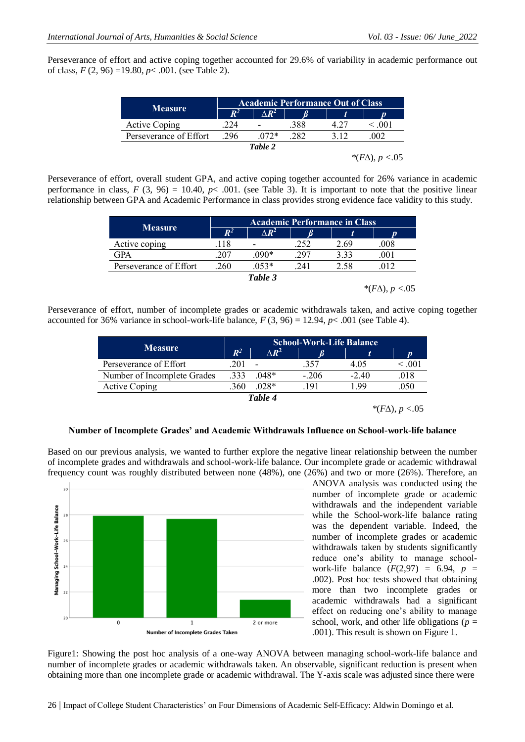Perseverance of effort and active coping together accounted for 29.6% of variability in academic performance out of class, $F$ (2, 96) =19.80, $p < .001$. (see Table 2).

| Measure | Academic Performance Out of Class | | | | |
|---|---|---|---|---|---|
| | $R^2$ | $\Delta R^2$ | $\beta$ | $t$ | $p$ |
| Active Coping | .224 | - | .388 | 4.27 | < .001 |
| Perseverance of Effort | .296 | .072* | .282 | 3.12 | .002 |

**Table 2**

*($F\Delta$), $p < .05$

Perseverance of effort, overall student GPA, and active coping together accounted for 26% variance in academic performance in class, $F$ (3, 96) = 10.40, $p < .001$. (see Table 3). It is important to note that the positive linear relationship between GPA and Academic Performance in class provides strong evidence face validity to this study.

| Measure | Academic Performance in Class | | | | |
|---|---|---|---|---|---|
| | $R^2$ | $\Delta R^2$ | $\beta$ | $t$ | $p$ |
| Active coping | .118 | - | .252 | 2.69 | .008 |
| GPA | .207 | .090* | .297 | 3.33 | .001 |
| Perseverance of Effort | .260 | .053* | .241 | 2.58 | .012 |

**Table 3**

*($F\Delta$), $p < .05$

Perseverance of effort, number of incomplete grades or academic withdrawals taken, and active coping together accounted for 36% variance in school-work-life balance, $F$ (3, 96) = 12.94, $p < .001$ (see Table 4).

| Measure | School-Work-Life Balance | | | | |
|---|---|---|---|---|---|
| | $R^2$ | $\Delta R^2$ | $\beta$ | $t$ | $p$ |
| Perseverance of Effort | .201 | - | .357 | 4.05 | < .001 |
| Number of Incomplete Grades | .333 | .048* | -.206 | -2.40 | .018 |
| Active Coping | .360 | .028* | .191 | 1.99 | .050 |

**Table 4**

*($F\Delta$), $p < .05$

### Number of Incomplete Grades' and Academic Withdrawals Influence on School-work-life balance

Based on our previous analysis, we wanted to further explore the negative linear relationship between the number of incomplete grades and withdrawals and school-work-life balance. Our incomplete grade or academic withdrawal frequency count was roughly distributed between none (48%), one (26%) and two or more (26%). Therefore, an ANOVA analysis was conducted using the number of incomplete grade or academic withdrawals and the independent variable while the School-work-life balance rating was the dependent variable. Indeed, the number of incomplete grades or academic withdrawals taken by students significantly reduce one's ability to manage school-work-life balance ($F$(2,97) = 6.94, $p$ = .002). Post hoc tests showed that obtaining more than two incomplete grades or academic withdrawals had a significant effect on reducing one's ability to manage school, work, and other life obligations ($p$ = .001). This result is shown on Figure 1.

Figure1: Showing the post hoc analysis of a one-way ANOVA between managing school-work-life balance and number of incomplete grades or academic withdrawals taken. An observable, significant reduction is present when obtaining more than one incomplete grade or academic withdrawal. The Y-axis scale was adjusted since there were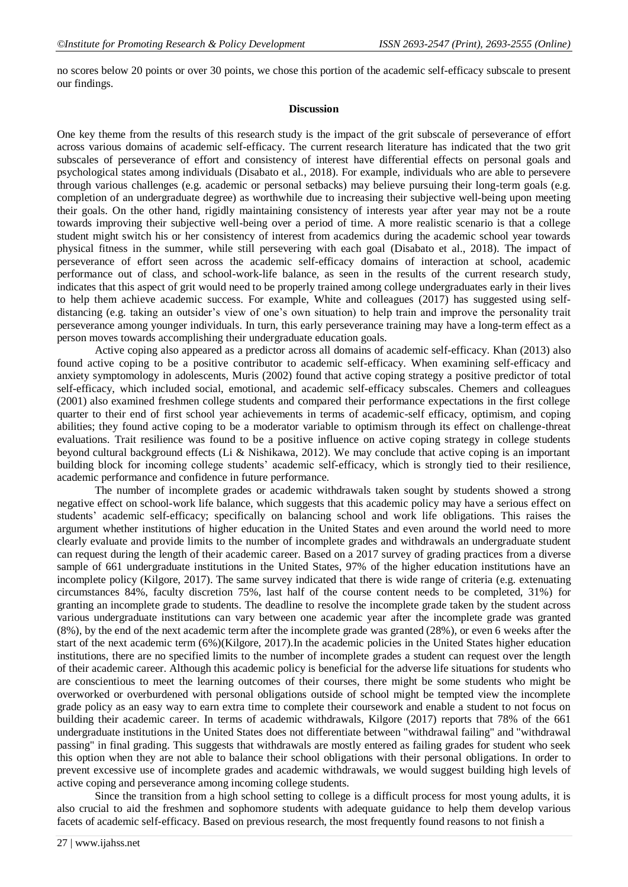no scores below 20 points or over 30 points, we chose this portion of the academic self-efficacy subscale to present our findings.

## Discussion

One key theme from the results of this research study is the impact of the grit subscale of perseverance of effort across various domains of academic self-efficacy. The current research literature has indicated that the two grit subscales of perseverance of effort and consistency of interest have differential effects on personal goals and psychological states among individuals (Disabato et al., 2018). For example, individuals who are able to persevere through various challenges (e.g. academic or personal setbacks) may believe pursuing their long-term goals (e.g. completion of an undergraduate degree) as worthwhile due to increasing their subjective well-being upon meeting their goals. On the other hand, rigidly maintaining consistency of interests year after year may not be a route towards improving their subjective well-being over a period of time. A more realistic scenario is that a college student might switch his or her consistency of interest from academics during the academic school year towards physical fitness in the summer, while still persevering with each goal (Disabato et al., 2018). The impact of perseverance of effort seen across the academic self-efficacy domains of interaction at school, academic performance out of class, and school-work-life balance, as seen in the results of the current research study, indicates that this aspect of grit would need to be properly trained among college undergraduates early in their lives to help them achieve academic success. For example, White and colleagues (2017) has suggested using self-distancing (e.g. taking an outsider's view of one's own situation) to help train and improve the personality trait perseverance among younger individuals. In turn, this early perseverance training may have a long-term effect as a person moves towards accomplishing their undergraduate education goals.

Active coping also appeared as a predictor across all domains of academic self-efficacy. Khan (2013) also found active coping to be a positive contributor to academic self-efficacy. When examining self-efficacy and anxiety symptomology in adolescents, Muris (2002) found that active coping strategy a positive predictor of total self-efficacy, which included social, emotional, and academic self-efficacy subscales. Chemers and colleagues (2001) also examined freshmen college students and compared their performance expectations in the first college quarter to their end of first school year achievements in terms of academic-self efficacy, optimism, and coping abilities; they found active coping to be a moderator variable to optimism through its effect on challenge-threat evaluations. Trait resilience was found to be a positive influence on active coping strategy in college students beyond cultural background effects (Li & Nishikawa, 2012). We may conclude that active coping is an important building block for incoming college students' academic self-efficacy, which is strongly tied to their resilience, academic performance and confidence in future performance.

The number of incomplete grades or academic withdrawals taken sought by students showed a strong negative effect on school-work life balance, which suggests that this academic policy may have a serious effect on students' academic self-efficacy; specifically on balancing school and work life obligations. This raises the argument whether institutions of higher education in the United States and even around the world need to more clearly evaluate and provide limits to the number of incomplete grades and withdrawals an undergraduate student can request during the length of their academic career. Based on a 2017 survey of grading practices from a diverse sample of 661 undergraduate institutions in the United States, 97% of the higher education institutions have an incomplete policy (Kilgore, 2017). The same survey indicated that there is wide range of criteria (e.g. extenuating circumstances 84%, faculty discretion 75%, last half of the course content needs to be completed, 31%) for granting an incomplete grade to students. The deadline to resolve the incomplete grade taken by the student across various undergraduate institutions can vary between one academic year after the incomplete grade was granted (8%), by the end of the next academic term after the incomplete grade was granted (28%), or even 6 weeks after the start of the next academic term (6%)(Kilgore, 2017).In the academic policies in the United States higher education institutions, there are no specified limits to the number of incomplete grades a student can request over the length of their academic career. Although this academic policy is beneficial for the adverse life situations for students who are conscientious to meet the learning outcomes of their courses, there might be some students who might be overworked or overburdened with personal obligations outside of school might be tempted view the incomplete grade policy as an easy way to earn extra time to complete their coursework and enable a student to not focus on building their academic career. In terms of academic withdrawals, Kilgore (2017) reports that 78% of the 661 undergraduate institutions in the United States does not differentiate between "withdrawal failing" and "withdrawal passing" in final grading. This suggests that withdrawals are mostly entered as failing grades for student who seek this option when they are not able to balance their school obligations with their personal obligations. In order to prevent excessive use of incomplete grades and academic withdrawals, we would suggest building high levels of active coping and perseverance among incoming college students.

Since the transition from a high school setting to college is a difficult process for most young adults, it is also crucial to aid the freshmen and sophomore students with adequate guidance to help them develop various facets of academic self-efficacy. Based on previous research, the most frequently found reasons to not finish a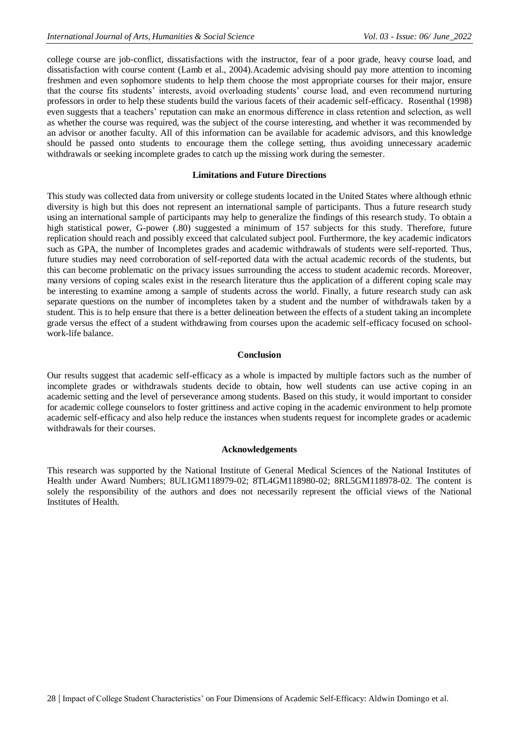college course are job-conflict, dissatisfactions with the instructor, fear of a poor grade, heavy course load, and dissatisfaction with course content (Lamb et al., 2004).Academic advising should pay more attention to incoming freshmen and even sophomore students to help them choose the most appropriate courses for their major, ensure that the course fits students' interests, avoid overloading students' course load, and even recommend nurturing professors in order to help these students build the various facets of their academic self-efficacy. Rosenthal (1998) even suggests that a teachers' reputation can make an enormous difference in class retention and selection, as well as whether the course was required, was the subject of the course interesting, and whether it was recommended by an advisor or another faculty. All of this information can be available for academic advisors, and this knowledge should be passed onto students to encourage them the college setting, thus avoiding unnecessary academic withdrawals or seeking incomplete grades to catch up the missing work during the semester.

## Limitations and Future Directions

This study was collected data from university or college students located in the United States where although ethnic diversity is high but this does not represent an international sample of participants. Thus a future research study using an international sample of participants may help to generalize the findings of this research study. To obtain a high statistical power, G-power (.80) suggested a minimum of 157 subjects for this study. Therefore, future replication should reach and possibly exceed that calculated subject pool. Furthermore, the key academic indicators such as GPA, the number of Incompletes grades and academic withdrawals of students were self-reported. Thus, future studies may need corroboration of self-reported data with the actual academic records of the students, but this can become problematic on the privacy issues surrounding the access to student academic records. Moreover, many versions of coping scales exist in the research literature thus the application of a different coping scale may be interesting to examine among a sample of students across the world. Finally, a future research study can ask separate questions on the number of incompletes taken by a student and the number of withdrawals taken by a student. This is to help ensure that there is a better delineation between the effects of a student taking an incomplete grade versus the effect of a student withdrawing from courses upon the academic self-efficacy focused on school-work-life balance.

## Conclusion

Our results suggest that academic self-efficacy as a whole is impacted by multiple factors such as the number of incomplete grades or withdrawals students decide to obtain, how well students can use active coping in an academic setting and the level of perseverance among students. Based on this study, it would important to consider for academic college counselors to foster grittiness and active coping in the academic environment to help promote academic self-efficacy and also help reduce the instances when students request for incomplete grades or academic withdrawals for their courses.

## Acknowledgements

This research was supported by the National Institute of General Medical Sciences of the National Institutes of Health under Award Numbers; 8UL1GM118979-02; 8TL4GM118980-02; 8RL5GM118978-02. The content is solely the responsibility of the authors and does not necessarily represent the official views of the National Institutes of Health.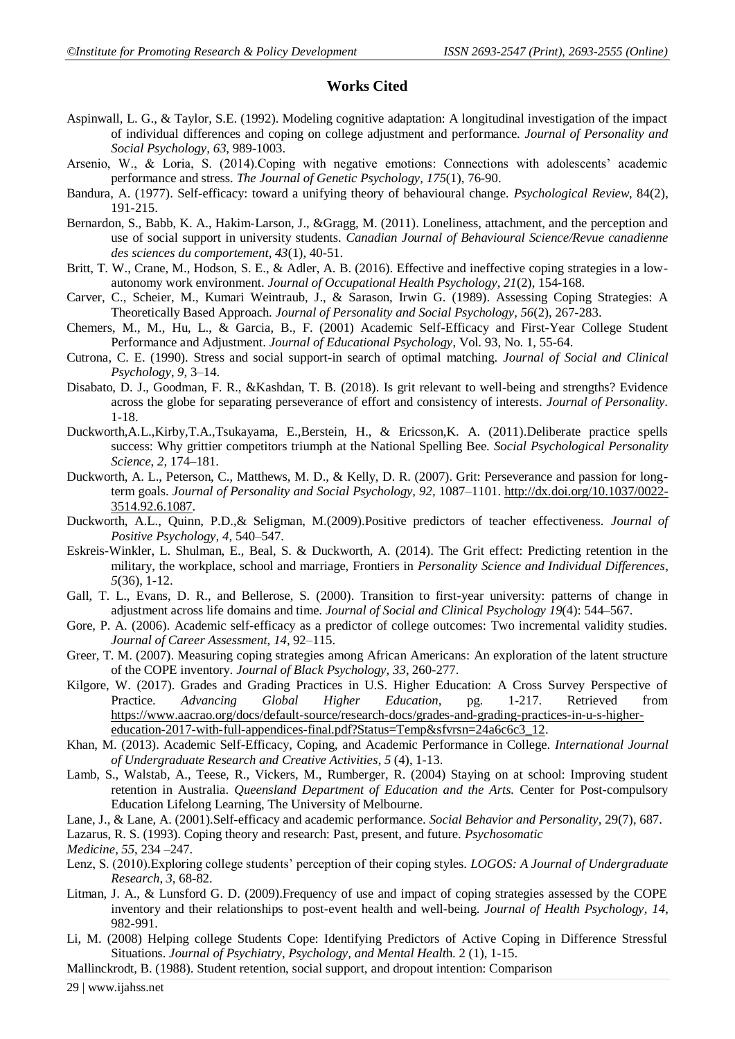## Works Cited

Aspinwall, L. G., & Taylor, S.E. (1992). Modeling cognitive adaptation: A longitudinal investigation of the impact of individual differences and coping on college adjustment and performance. *Journal of Personality and Social Psychology, 63*, 989-1003.

Arsenio, W., & Loria, S. (2014).Coping with negative emotions: Connections with adolescents' academic performance and stress. *The Journal of Genetic Psychology, 175*(1), 76-90.

Bandura, A. (1977). Self-efficacy: toward a unifying theory of behavioural change. *Psychological Review,* 84(2), 191-215.

Bernardon, S., Babb, K. A., Hakim-Larson, J., &Gragg, M. (2011). Loneliness, attachment, and the perception and use of social support in university students. *Canadian Journal of Behavioural Science/Revue canadienne des sciences du comportement, 43*(1), 40-51.

Britt, T. W., Crane, M., Hodson, S. E., & Adler, A. B. (2016). Effective and ineffective coping strategies in a low-autonomy work environment. *Journal of Occupational Health Psychology, 21*(2), 154-168.

Carver, C., Scheier, M., Kumari Weintraub, J., & Sarason, Irwin G. (1989). Assessing Coping Strategies: A Theoretically Based Approach. *Journal of Personality and Social Psychology, 56*(2), 267-283.

Chemers, M., M., Hu, L., & Garcia, B., F. (2001) Academic Self-Efficacy and First-Year College Student Performance and Adjustment. *Journal of Educational Psychology*, Vol. 93, No. 1, 55-64.

Cutrona, C. E. (1990). Stress and social support-in search of optimal matching. *Journal of Social and Clinical Psychology, 9*, 3–14.

Disabato, D. J., Goodman, F. R., &Kashdan, T. B. (2018). Is grit relevant to well-being and strengths? Evidence across the globe for separating perseverance of effort and consistency of interests. *Journal of Personality*. 1-18.

Duckworth,A.L.,Kirby,T.A.,Tsukayama, E.,Berstein, H., & Ericsson,K. A. (2011).Deliberate practice spells success: Why grittier competitors triumph at the National Spelling Bee. *Social Psychological Personality Science, 2,* 174–181.

Duckworth, A. L., Peterson, C., Matthews, M. D., & Kelly, D. R. (2007). Grit: Perseverance and passion for long-term goals. *Journal of Personality and Social Psychology, 92*, 1087–1101. http://dx.doi.org/10.1037/0022-3514.92.6.1087.

Duckworth, A.L., Quinn, P.D.,& Seligman, M.(2009).Positive predictors of teacher effectiveness. *Journal of Positive Psychology, 4,* 540–547.

Eskreis-Winkler, L. Shulman, E., Beal, S. & Duckworth, A. (2014). The Grit effect: Predicting retention in the military, the workplace, school and marriage, Frontiers in *Personality Science and Individual Differences, 5*(36), 1-12.

Gall, T. L., Evans, D. R., and Bellerose, S. (2000). Transition to first-year university: patterns of change in adjustment across life domains and time. *Journal of Social and Clinical Psychology 19*(4): 544–567.

Gore, P. A. (2006). Academic self-efficacy as a predictor of college outcomes: Two incremental validity studies. *Journal of Career Assessment, 14*, 92–115.

Greer, T. M. (2007). Measuring coping strategies among African Americans: An exploration of the latent structure of the COPE inventory. *Journal of Black Psychology, 33*, 260-277.

Kilgore, W. (2017). Grades and Grading Practices in U.S. Higher Education: A Cross Survey Perspective of Practice. *Advancing Global Higher Education,* pg. 1-217. Retrieved from https://www.aacrao.org/docs/default-source/research-docs/grades-and-grading-practices-in-u-s-higher-education-2017-with-full-appendices-final.pdf?Status=Temp&sfvrsn=24a6c6c3_12.

Khan, M. (2013). Academic Self-Efficacy, Coping, and Academic Performance in College. *International Journal of Undergraduate Research and Creative Activities, 5* (4), 1-13.

Lamb, S., Walstab, A., Teese, R., Vickers, M., Rumberger, R. (2004) Staying on at school: Improving student retention in Australia. *Queensland Department of Education and the Arts.* Center for Post-compulsory Education Lifelong Learning, The University of Melbourne.

Lane, J., & Lane, A. (2001).Self-efficacy and academic performance. *Social Behavior and Personality,* 29(7), 687.

Lazarus, R. S. (1993). Coping theory and research: Past, present, and future. *Psychosomatic Medicine, 55*, 234 –247.

Lenz, S. (2010).Exploring college students' perception of their coping styles. *LOGOS: A Journal of Undergraduate Research, 3,* 68-82.

Litman, J. A., & Lunsford G. D. (2009).Frequency of use and impact of coping strategies assessed by the COPE inventory and their relationships to post-event health and well-being. *Journal of Health Psychology, 14*, 982-991.

Li, M. (2008) Helping college Students Cope: Identifying Predictors of Active Coping in Difference Stressful Situations. *Journal of Psychiatry, Psychology, and Mental Healt*h. 2 (1), 1-15.

Mallinckrodt, B. (1988). Student retention, social support, and dropout intention: Comparison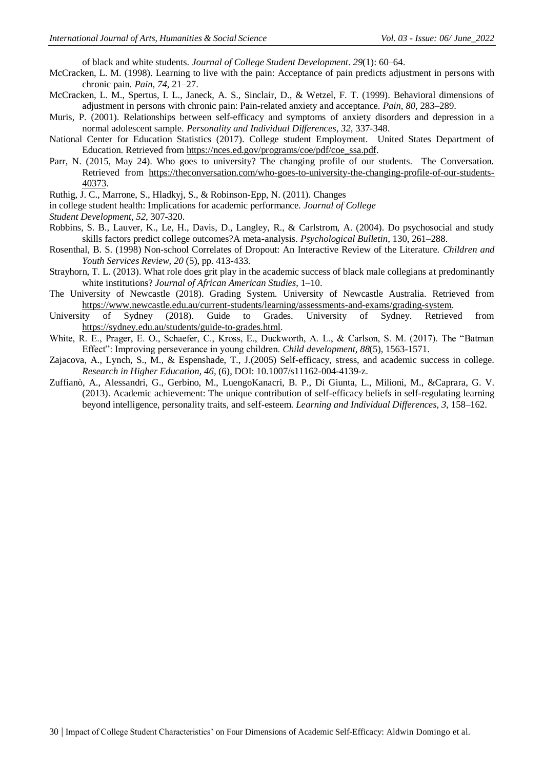of black and white students. *Journal of College Student Development*. *29*(1): 60–64.

McCracken, L. M. (1998). Learning to live with the pain: Acceptance of pain predicts adjustment in persons with chronic pain. *Pain, 74*, 21–27.

McCracken, L. M., Spertus, I. L., Janeck, A. S., Sinclair, D., & Wetzel, F. T. (1999). Behavioral dimensions of adjustment in persons with chronic pain: Pain-related anxiety and acceptance. *Pain, 80*, 283–289.

Muris, P. (2001). Relationships between self-efficacy and symptoms of anxiety disorders and depression in a normal adolescent sample. *Personality and Individual Differences, 32*, 337-348.

National Center for Education Statistics (2017). College student Employment. United States Department of Education. Retrieved from https://nces.ed.gov/programs/coe/pdf/coe_ssa.pdf.

Parr, N. (2015, May 24). Who goes to university? The changing profile of our students. The Conversation. Retrieved from https://theconversation.com/who-goes-to-university-the-changing-profile-of-our-students-40373.

Ruthig, J. C., Marrone, S., Hladkyj, S., & Robinson-Epp, N. (2011). Changes in college student health: Implications for academic performance. *Journal of College Student Development, 52*, 307-320.

Robbins, S. B., Lauver, K., Le, H., Davis, D., Langley, R., & Carlstrom, A. (2004). Do psychosocial and study skills factors predict college outcomes?A meta-analysis. *Psychological Bulletin*, 130, 261–288.

Rosenthal, B. S. (1998) Non-school Correlates of Dropout: An Interactive Review of the Literature. *Children and Youth Services Review, 20* (5), pp. 413-433.

Strayhorn, T. L. (2013). What role does grit play in the academic success of black male collegians at predominantly white institutions? *Journal of African American Studies*, 1–10.

The University of Newcastle (2018). Grading System. University of Newcastle Australia. Retrieved from https://www.newcastle.edu.au/current-students/learning/assessments-and-exams/grading-system.

University of Sydney (2018). Guide to Grades. University of Sydney. Retrieved from https://sydney.edu.au/students/guide-to-grades.html.

White, R. E., Prager, E. O., Schaefer, C., Kross, E., Duckworth, A. L., & Carlson, S. M. (2017). The "Batman Effect": Improving perseverance in young children. *Child development, 88*(5), 1563-1571.

Zajacova, A., Lynch, S., M., & Espenshade, T., J.(2005) Self-efficacy, stress, and academic success in college. *Research in Higher Education, 46*, (6), DOI: 10.1007/s11162-004-4139-z.

Zuffianò, A., Alessandri, G., Gerbino, M., LuengoKanacri, B. P., Di Giunta, L., Milioni, M., &Caprara, G. V. (2013). Academic achievement: The unique contribution of self-efficacy beliefs in self-regulating learning beyond intelligence, personality traits, and self-esteem. *Learning and Individual Differences, 3*, 158–162.